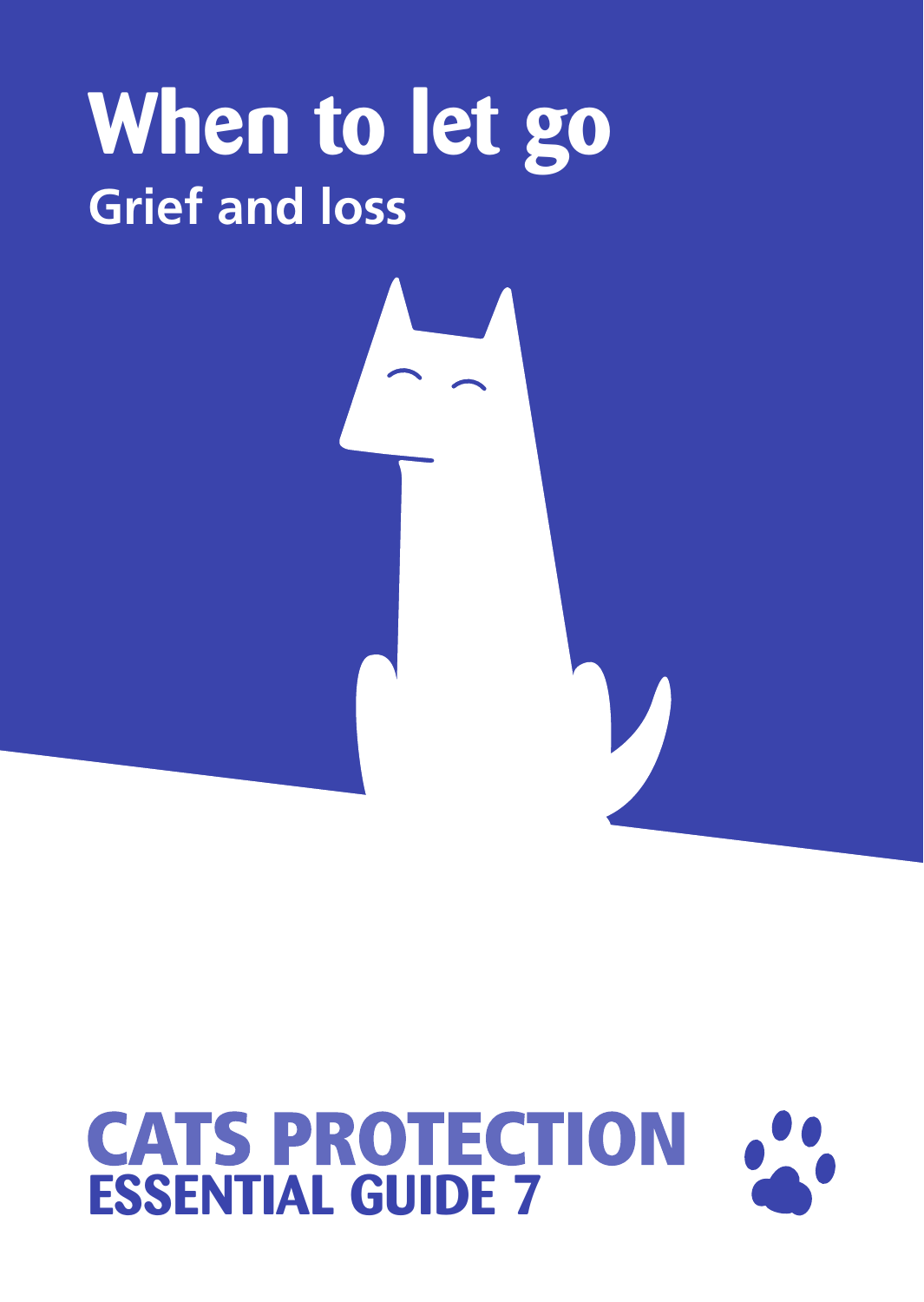# When to let go

## Grief and loss

**CATS PROTECTION**

**ESSENTIAL GUIDE 7**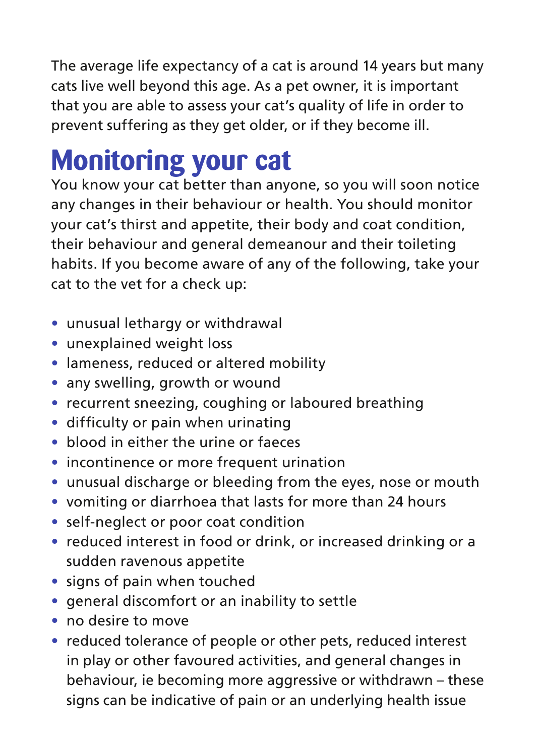The average life expectancy of a cat is around 14 years but many cats live well beyond this age. As a pet owner, it is important that you are able to assess your cat's quality of life in order to prevent suffering as they get older, or if they become ill.

# Monitoring your cat

You know your cat better than anyone, so you will soon notice any changes in their behaviour or health. You should monitor your cat's thirst and appetite, their body and coat condition, their behaviour and general demeanour and their toileting habits. If you become aware of any of the following, take your cat to the vet for a check up:

- unusual lethargy or withdrawal
- unexplained weight loss
- lameness, reduced or altered mobility
- any swelling, growth or wound
- recurrent sneezing, coughing or laboured breathing
- difficulty or pain when urinating
- blood in either the urine or faeces
- incontinence or more frequent urination
- unusual discharge or bleeding from the eyes, nose or mouth
- vomiting or diarrhoea that lasts for more than 24 hours
- self-neglect or poor coat condition
- reduced interest in food or drink, or increased drinking or a sudden ravenous appetite
- signs of pain when touched
- general discomfort or an inability to settle
- no desire to move
- reduced tolerance of people or other pets, reduced interest in play or other favoured activities, and general changes in behaviour, ie becoming more aggressive or withdrawn – these signs can be indicative of pain or an underlying health issue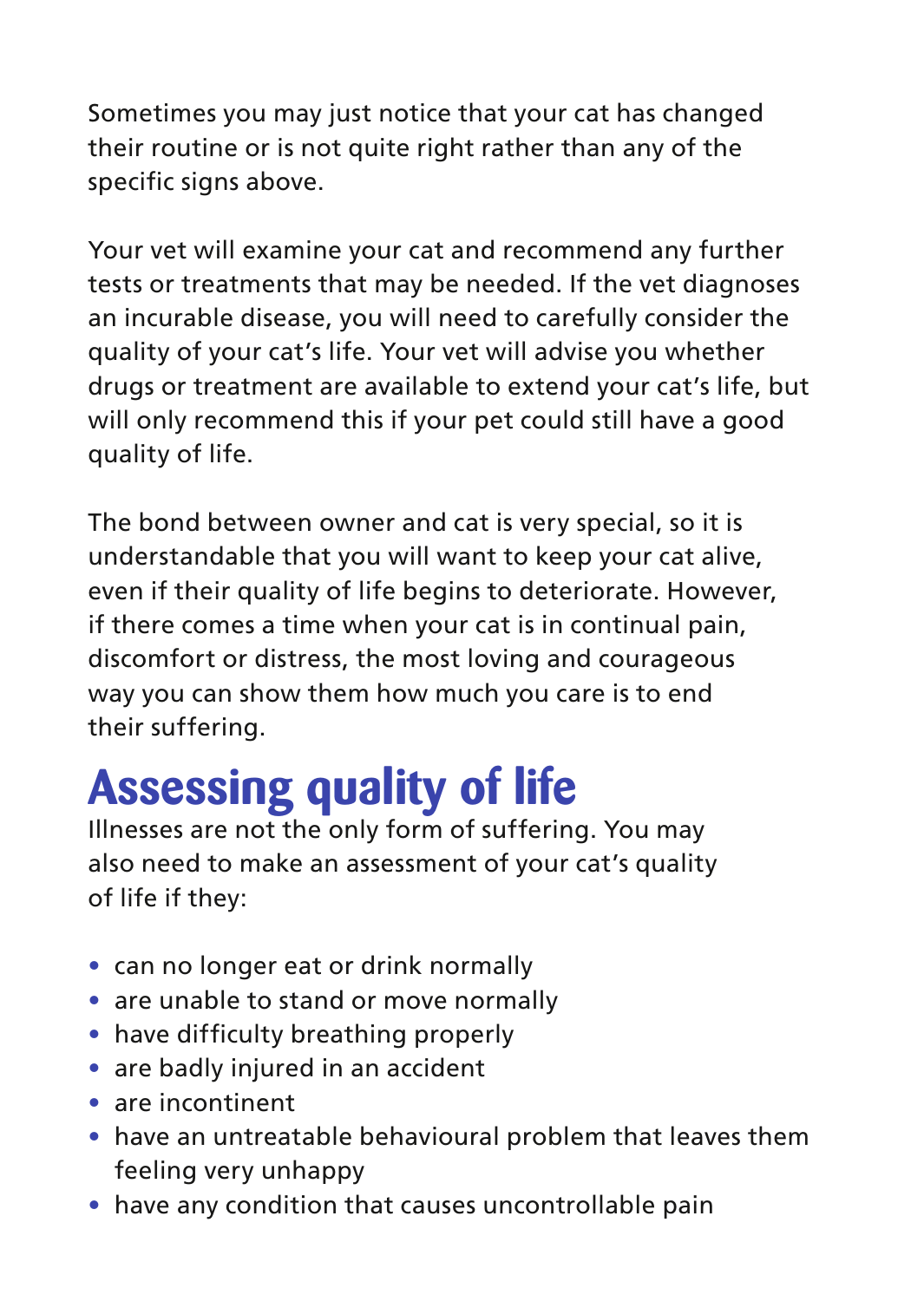Sometimes you may just notice that your cat has changed their routine or is not quite right rather than any of the specific signs above.

Your vet will examine your cat and recommend any further tests or treatments that may be needed. If the vet diagnoses an incurable disease, you will need to carefully consider the quality of your cat's life. Your vet will advise you whether drugs or treatment are available to extend your cat's life, but will only recommend this if your pet could still have a good quality of life.

The bond between owner and cat is very special, so it is understandable that you will want to keep your cat alive, even if their quality of life begins to deteriorate. However, if there comes a time when your cat is in continual pain, discomfort or distress, the most loving and courageous way you can show them how much you care is to end their suffering.

## Assessing quality of life

Illnesses are not the only form of suffering. You may also need to make an assessment of your cat's quality of life if they:

- can no longer eat or drink normally
- are unable to stand or move normally
- have difficulty breathing properly
- are badly injured in an accident
- are incontinent
- have an untreatable behavioural problem that leaves them feeling very unhappy
- have any condition that causes uncontrollable pain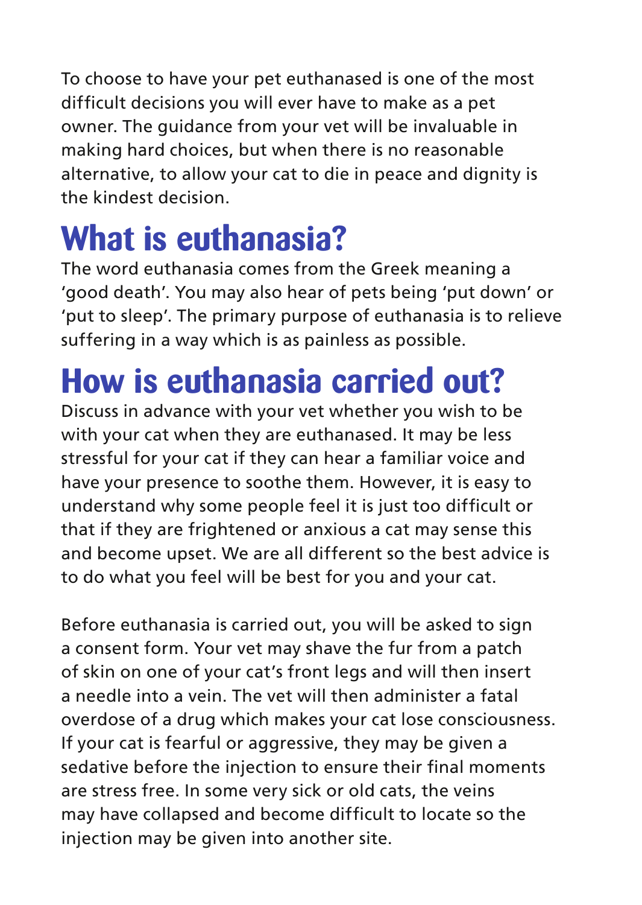To choose to have your pet euthanased is one of the most difficult decisions you will ever have to make as a pet owner. The guidance from your vet will be invaluable in making hard choices, but when there is no reasonable alternative, to allow your cat to die in peace and dignity is the kindest decision.

## What is euthanasia?

The word euthanasia comes from the Greek meaning a 'good death'. You may also hear of pets being 'put down' or 'put to sleep'. The primary purpose of euthanasia is to relieve suffering in a way which is as painless as possible.

## How is euthanasia carried out?

Discuss in advance with your vet whether you wish to be with your cat when they are euthanased. It may be less stressful for your cat if they can hear a familiar voice and have your presence to soothe them. However, it is easy to understand why some people feel it is just too difficult or that if they are frightened or anxious a cat may sense this and become upset. We are all different so the best advice is to do what you feel will be best for you and your cat.

Before euthanasia is carried out, you will be asked to sign a consent form. Your vet may shave the fur from a patch of skin on one of your cat's front legs and will then insert a needle into a vein. The vet will then administer a fatal overdose of a drug which makes your cat lose consciousness. If your cat is fearful or aggressive, they may be given a sedative before the injection to ensure their final moments are stress free. In some very sick or old cats, the veins may have collapsed and become difficult to locate so the injection may be given into another site.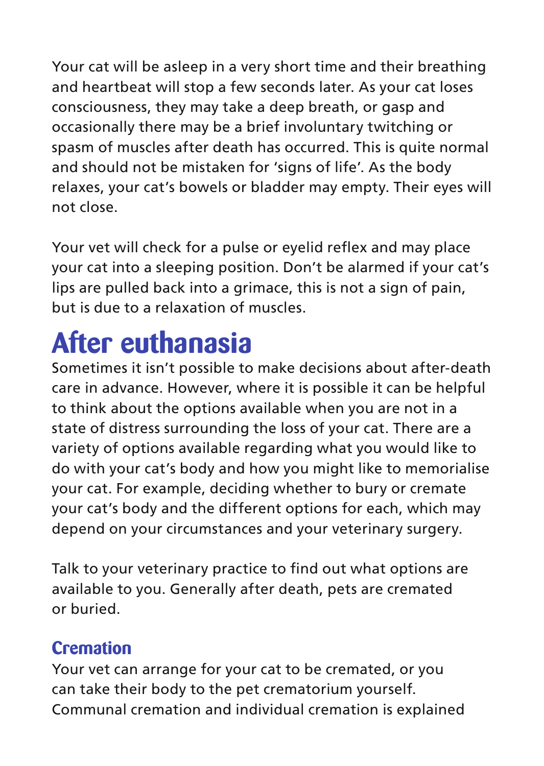Your cat will be asleep in a very short time and their breathing and heartbeat will stop a few seconds later. As your cat loses consciousness, they may take a deep breath, or gasp and occasionally there may be a brief involuntary twitching or spasm of muscles after death has occurred. This is quite normal and should not be mistaken for 'signs of life'. As the body relaxes, your cat's bowels or bladder may empty. Their eyes will not close.

Your vet will check for a pulse or eyelid reflex and may place your cat into a sleeping position. Don't be alarmed if your cat's lips are pulled back into a grimace, this is not a sign of pain, but is due to a relaxation of muscles.

# After euthanasia

Sometimes it isn't possible to make decisions about after-death care in advance. However, where it is possible it can be helpful to think about the options available when you are not in a state of distress surrounding the loss of your cat. There are a variety of options available regarding what you would like to do with your cat's body and how you might like to memorialise your cat. For example, deciding whether to bury or cremate your cat's body and the different options for each, which may depend on your circumstances and your veterinary surgery.

Talk to your veterinary practice to find out what options are available to you. Generally after death, pets are cremated or buried.

## Cremation

Your vet can arrange for your cat to be cremated, or you can take their body to the pet crematorium yourself. Communal cremation and individual cremation is explained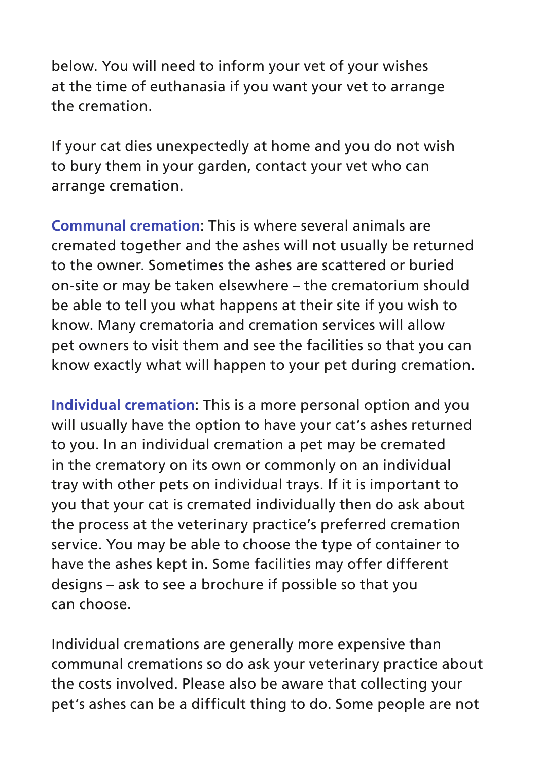below. You will need to inform your vet of your wishes at the time of euthanasia if you want your vet to arrange the cremation.

If your cat dies unexpectedly at home and you do not wish to bury them in your garden, contact your vet who can arrange cremation.

**Communal cremation**: This is where several animals are cremated together and the ashes will not usually be returned to the owner. Sometimes the ashes are scattered or buried on-site or may be taken elsewhere – the crematorium should be able to tell you what happens at their site if you wish to know. Many crematoria and cremation services will allow pet owners to visit them and see the facilities so that you can know exactly what will happen to your pet during cremation.

**Individual cremation**: This is a more personal option and you will usually have the option to have your cat's ashes returned to you. In an individual cremation a pet may be cremated in the crematory on its own or commonly on an individual tray with other pets on individual trays. If it is important to you that your cat is cremated individually then do ask about the process at the veterinary practice's preferred cremation service. You may be able to choose the type of container to have the ashes kept in. Some facilities may offer different designs – ask to see a brochure if possible so that you can choose.

Individual cremations are generally more expensive than communal cremations so do ask your veterinary practice about the costs involved. Please also be aware that collecting your pet's ashes can be a difficult thing to do. Some people are not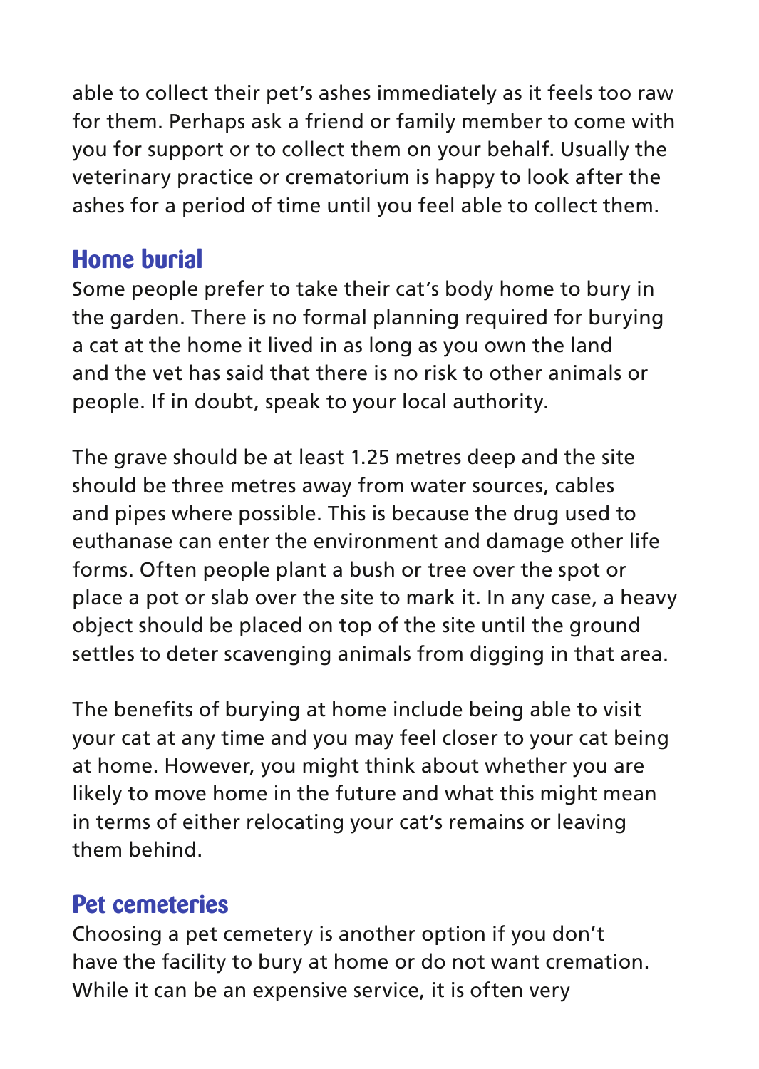able to collect their pet's ashes immediately as it feels too raw for them. Perhaps ask a friend or family member to come with you for support or to collect them on your behalf. Usually the veterinary practice or crematorium is happy to look after the ashes for a period of time until you feel able to collect them.

## Home burial

Some people prefer to take their cat's body home to bury in the garden. There is no formal planning required for burying a cat at the home it lived in as long as you own the land and the vet has said that there is no risk to other animals or people. If in doubt, speak to your local authority.

The grave should be at least 1.25 metres deep and the site should be three metres away from water sources, cables and pipes where possible. This is because the drug used to euthanase can enter the environment and damage other life forms. Often people plant a bush or tree over the spot or place a pot or slab over the site to mark it. In any case, a heavy object should be placed on top of the site until the ground settles to deter scavenging animals from digging in that area.

The benefits of burying at home include being able to visit your cat at any time and you may feel closer to your cat being at home. However, you might think about whether you are likely to move home in the future and what this might mean in terms of either relocating your cat's remains or leaving them behind.

## Pet cemeteries

Choosing a pet cemetery is another option if you don't have the facility to bury at home or do not want cremation. While it can be an expensive service, it is often very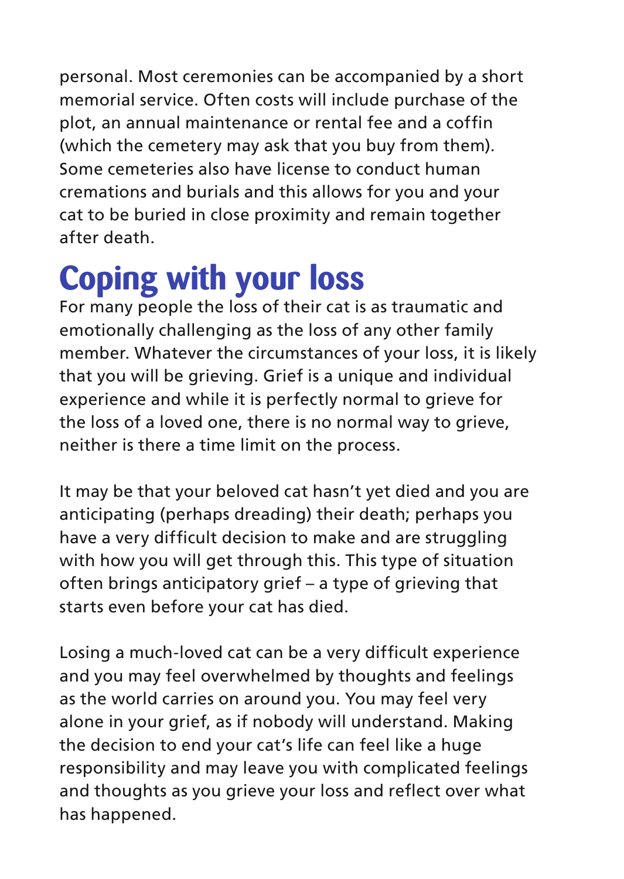personal. Most ceremonies can be accompanied by a short memorial service. Often costs will include purchase of the plot, an annual maintenance or rental fee and a coffin (which the cemetery may ask that you buy from them). Some cemeteries also have license to conduct human cremations and burials and this allows for you and your cat to be buried in close proximity and remain together after death.

# Coping with your loss

For many people the loss of their cat is as traumatic and emotionally challenging as the loss of any other family member. Whatever the circumstances of your loss, it is likely that you will be grieving. Grief is a unique and individual experience and while it is perfectly normal to grieve for the loss of a loved one, there is no normal way to grieve, neither is there a time limit on the process.

It may be that your beloved cat hasn't yet died and you are anticipating (perhaps dreading) their death; perhaps you have a very difficult decision to make and are struggling with how you will get through this. This type of situation often brings anticipatory grief – a type of grieving that starts even before your cat has died.

Losing a much-loved cat can be a very difficult experience and you may feel overwhelmed by thoughts and feelings as the world carries on around you. You may feel very alone in your grief, as if nobody will understand. Making the decision to end your cat's life can feel like a huge responsibility and may leave you with complicated feelings and thoughts as you grieve your loss and reflect over what has happened.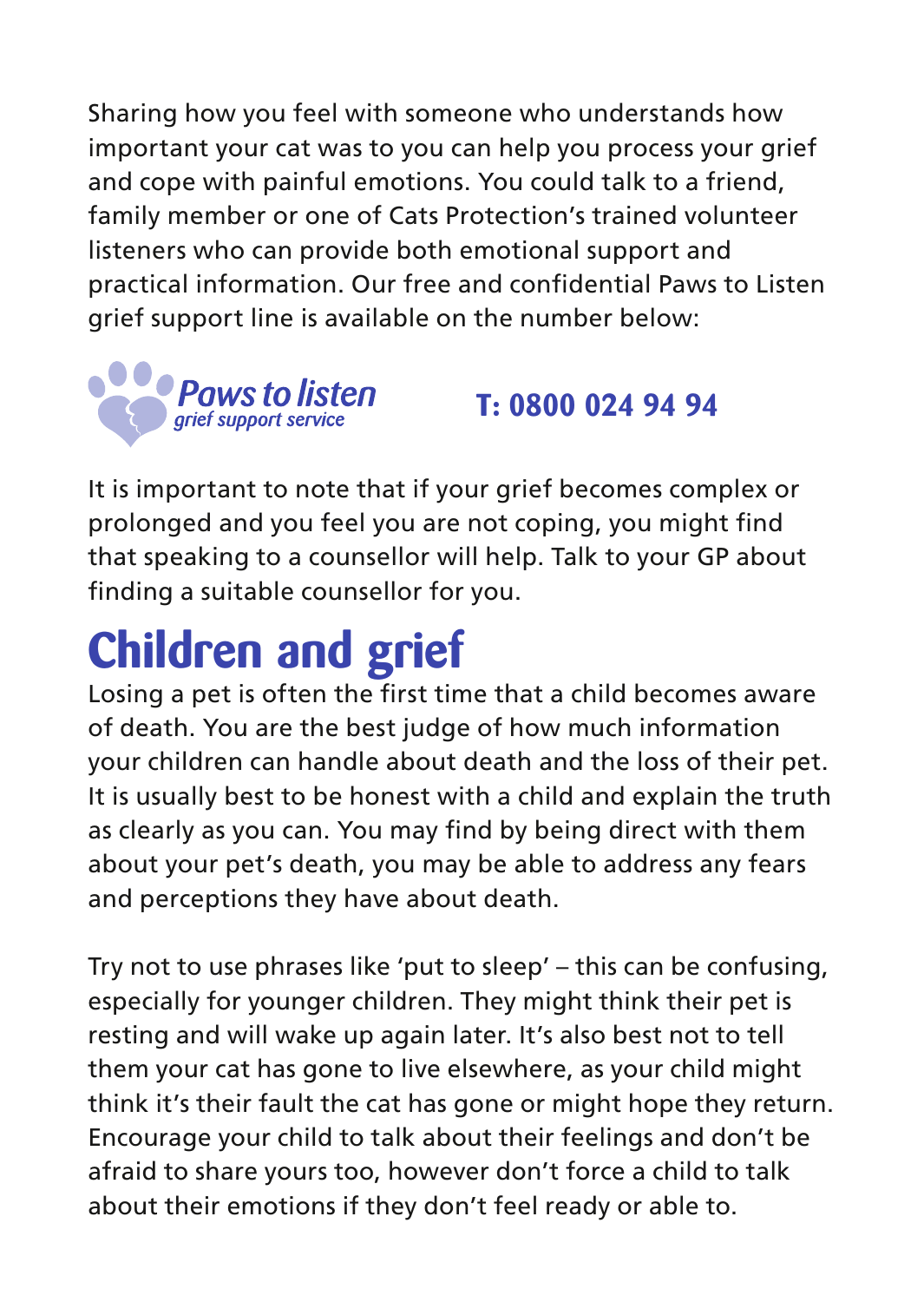Sharing how you feel with someone who understands how important your cat was to you can help you process your grief and cope with painful emotions. You could talk to a friend, family member or one of Cats Protection's trained volunteer listeners who can provide both emotional support and practical information. Our free and confidential Paws to Listen grief support line is available on the number below:

**Paws to listen** *grief support service*

**T: 0800 024 94 94**

It is important to note that if your grief becomes complex or prolonged and you feel you are not coping, you might find that speaking to a counsellor will help. Talk to your GP about finding a suitable counsellor for you.

# Children and grief

Losing a pet is often the first time that a child becomes aware of death. You are the best judge of how much information your children can handle about death and the loss of their pet. It is usually best to be honest with a child and explain the truth as clearly as you can. You may find by being direct with them about your pet's death, you may be able to address any fears and perceptions they have about death.

Try not to use phrases like 'put to sleep' – this can be confusing, especially for younger children. They might think their pet is resting and will wake up again later. It's also best not to tell them your cat has gone to live elsewhere, as your child might think it's their fault the cat has gone or might hope they return. Encourage your child to talk about their feelings and don't be afraid to share yours too, however don't force a child to talk about their emotions if they don't feel ready or able to.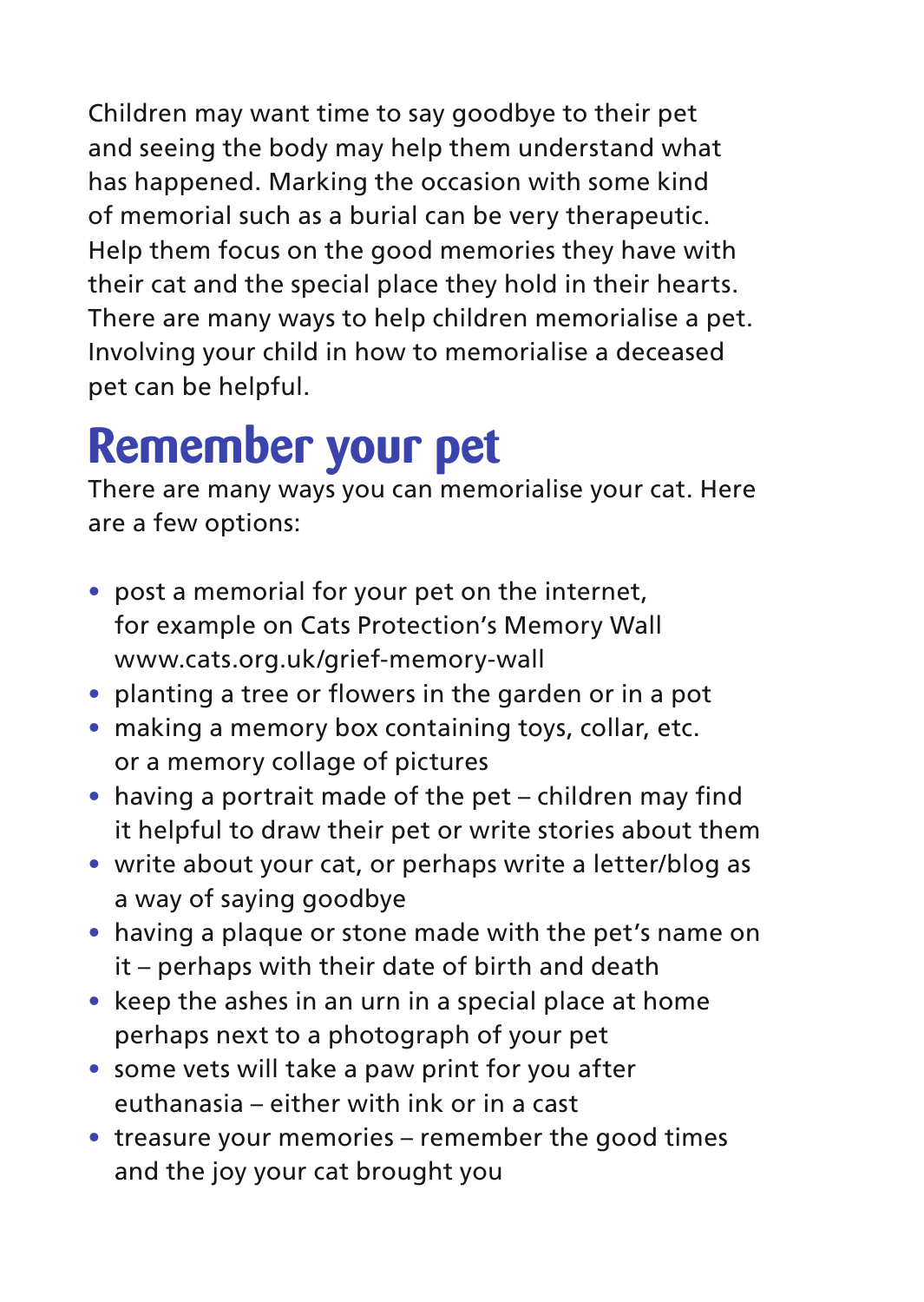Children may want time to say goodbye to their pet and seeing the body may help them understand what has happened. Marking the occasion with some kind of memorial such as a burial can be very therapeutic. Help them focus on the good memories they have with their cat and the special place they hold in their hearts. There are many ways to help children memorialise a pet. Involving your child in how to memorialise a deceased pet can be helpful.

# Remember your pet

There are many ways you can memorialise your cat. Here are a few options:

- post a memorial for your pet on the internet, for example on Cats Protection's Memory Wall www.cats.org.uk/grief-memory-wall
- planting a tree or flowers in the garden or in a pot
- making a memory box containing toys, collar, etc. or a memory collage of pictures
- having a portrait made of the pet – children may find it helpful to draw their pet or write stories about them
- write about your cat, or perhaps write a letter/blog as a way of saying goodbye
- having a plaque or stone made with the pet's name on it – perhaps with their date of birth and death
- keep the ashes in an urn in a special place at home perhaps next to a photograph of your pet
- some vets will take a paw print for you after euthanasia – either with ink or in a cast
- treasure your memories – remember the good times and the joy your cat brought you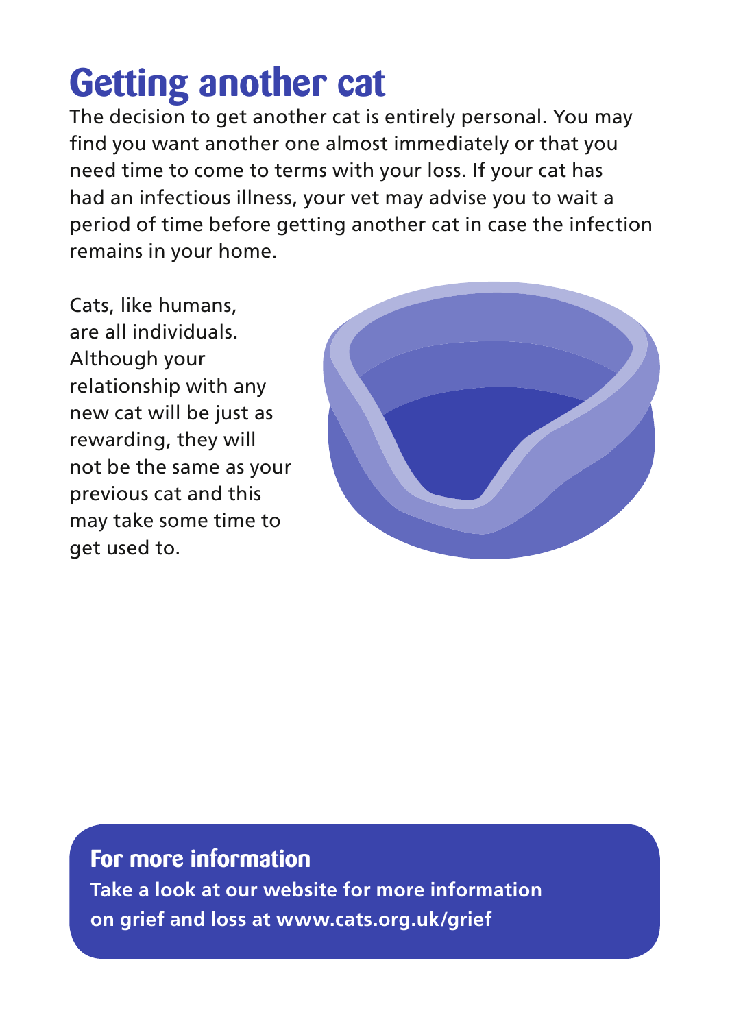# Getting another cat

The decision to get another cat is entirely personal. You may find you want another one almost immediately or that you need time to come to terms with your loss. If your cat has had an infectious illness, your vet may advise you to wait a period of time before getting another cat in case the infection remains in your home.

Cats, like humans, are all individuals. Although your relationship with any new cat will be just as rewarding, they will not be the same as your previous cat and this may take some time to get used to.

## For more information

**Take a look at our website for more information on grief and loss at www.cats.org.uk/grief**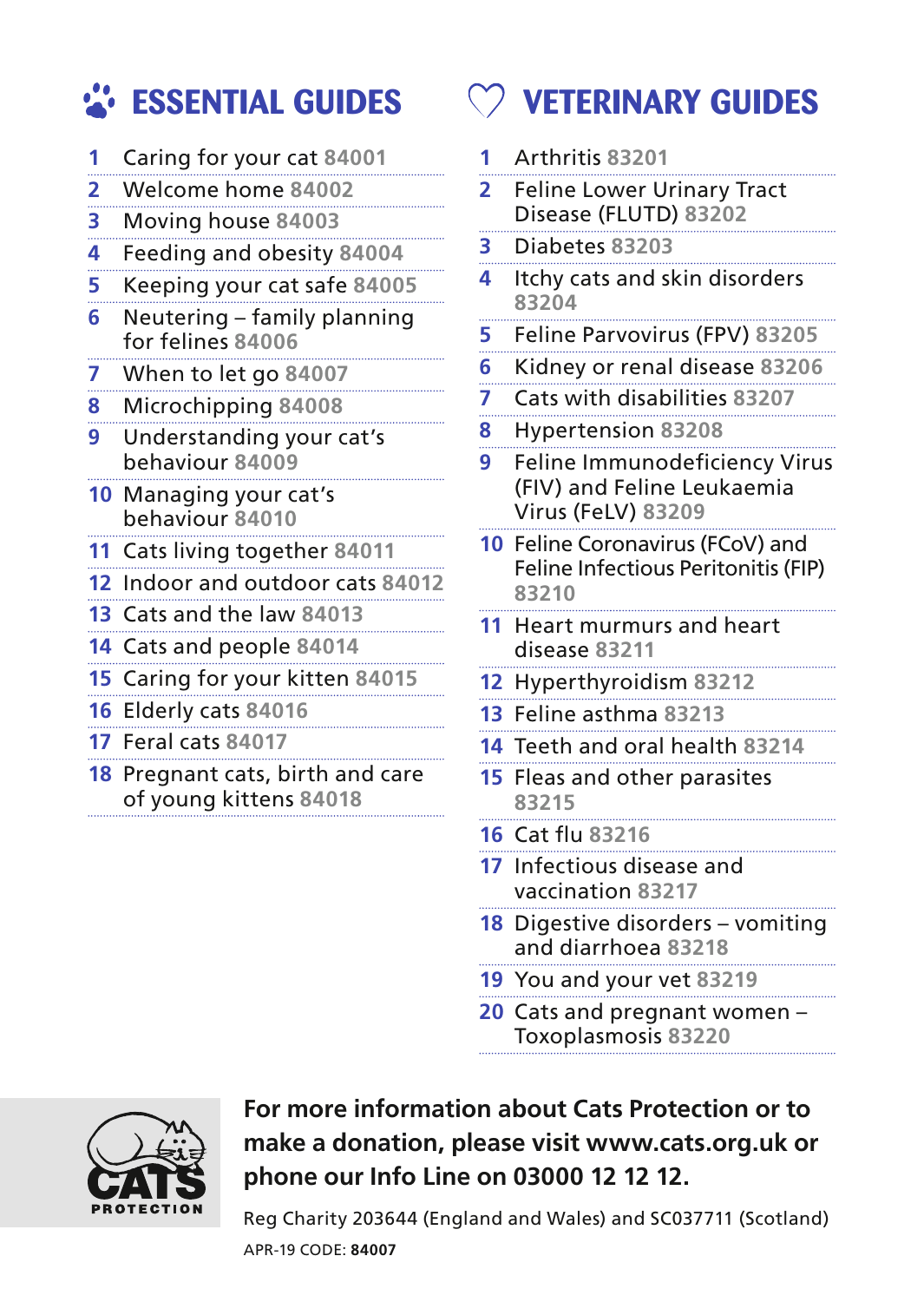## ESSENTIAL GUIDES

1. Caring for your cat 84001
2. Welcome home 84002
3. Moving house 84003
4. Feeding and obesity 84004
5. Keeping your cat safe 84005
6. Neutering – family planning for felines 84006
7. When to let go 84007
8. Microchipping 84008
9. Understanding your cat's behaviour 84009
10. Managing your cat's behaviour 84010
11. Cats living together 84011
12. Indoor and outdoor cats 84012
13. Cats and the law 84013
14. Cats and people 84014
15. Caring for your kitten 84015
16. Elderly cats 84016
17. Feral cats 84017
18. Pregnant cats, birth and care of young kittens 84018

## VETERINARY GUIDES

1. Arthritis 83201
2. Feline Lower Urinary Tract Disease (FLUTD) 83202
3. Diabetes 83203
4. Itchy cats and skin disorders 83204
5. Feline Parvovirus (FPV) 83205
6. Kidney or renal disease 83206
7. Cats with disabilities 83207
8. Hypertension 83208
9. Feline Immunodeficiency Virus (FIV) and Feline Leukaemia Virus (FeLV) 83209
10. Feline Coronavirus (FCoV) and Feline Infectious Peritonitis (FIP) 83210
11. Heart murmurs and heart disease 83211
12. Hyperthyroidism 83212
13. Feline asthma 83213
14. Teeth and oral health 83214
15. Fleas and other parasites 83215
16. Cat flu 83216
17. Infectious disease and vaccination 83217
18. Digestive disorders – vomiting and diarrhoea 83218
19. You and your vet 83219
20. Cats and pregnant women – Toxoplasmosis 83220

CATS PROTECTION

**For more information about Cats Protection or to make a donation, please visit www.cats.org.uk or phone our Info Line on 03000 12 12 12.**

Reg Charity 203644 (England and Wales) and SC037711 (Scotland)

APR-19 CODE: **84007**